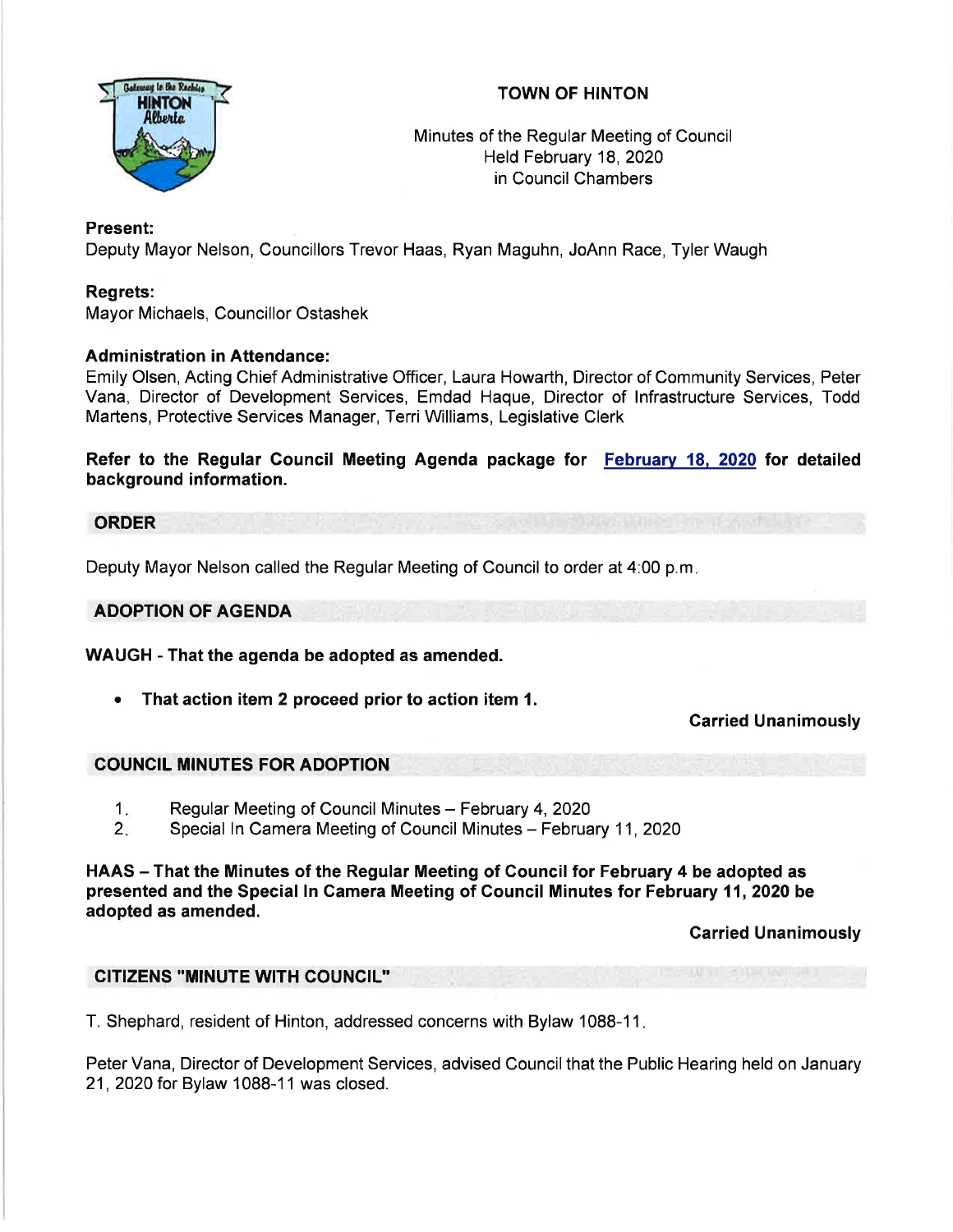# TOWN OF HINTON

Minutes of the Regular Meeting of Council
Held February 18, 2020
in Council Chambers

**Present:**
Deputy Mayor Nelson, Councillors Trevor Haas, Ryan Maguhn, JoAnn Race, Tyler Waugh

**Regrets:**
Mayor Michaels, Councillor Ostashek

**Administration in Attendance:**
Emily Olsen, Acting Chief Administrative Officer, Laura Howarth, Director of Community Services, Peter Vana, Director of Development Services, Emdad Haque, Director of Infrastructure Services, Todd Martens, Protective Services Manager, Terri Williams, Legislative Clerk

**Refer to the Regular Council Meeting Agenda package for February 18, 2020 for detailed background information.**

## ORDER

Deputy Mayor Nelson called the Regular Meeting of Council to order at 4:00 p.m.

## ADOPTION OF AGENDA

**WAUGH - That the agenda be adopted as amended.**

- **That action item 2 proceed prior to action item 1.**

**Carried Unanimously**

## COUNCIL MINUTES FOR ADOPTION

1. Regular Meeting of Council Minutes – February 4, 2020
2. Special In Camera Meeting of Council Minutes – February 11, 2020

**HAAS – That the Minutes of the Regular Meeting of Council for February 4 be adopted as presented and the Special In Camera Meeting of Council Minutes for February 11, 2020 be adopted as amended.**

**Carried Unanimously**

## CITIZENS "MINUTE WITH COUNCIL"

T. Shephard, resident of Hinton, addressed concerns with Bylaw 1088-11.

Peter Vana, Director of Development Services, advised Council that the Public Hearing held on January 21, 2020 for Bylaw 1088-11 was closed.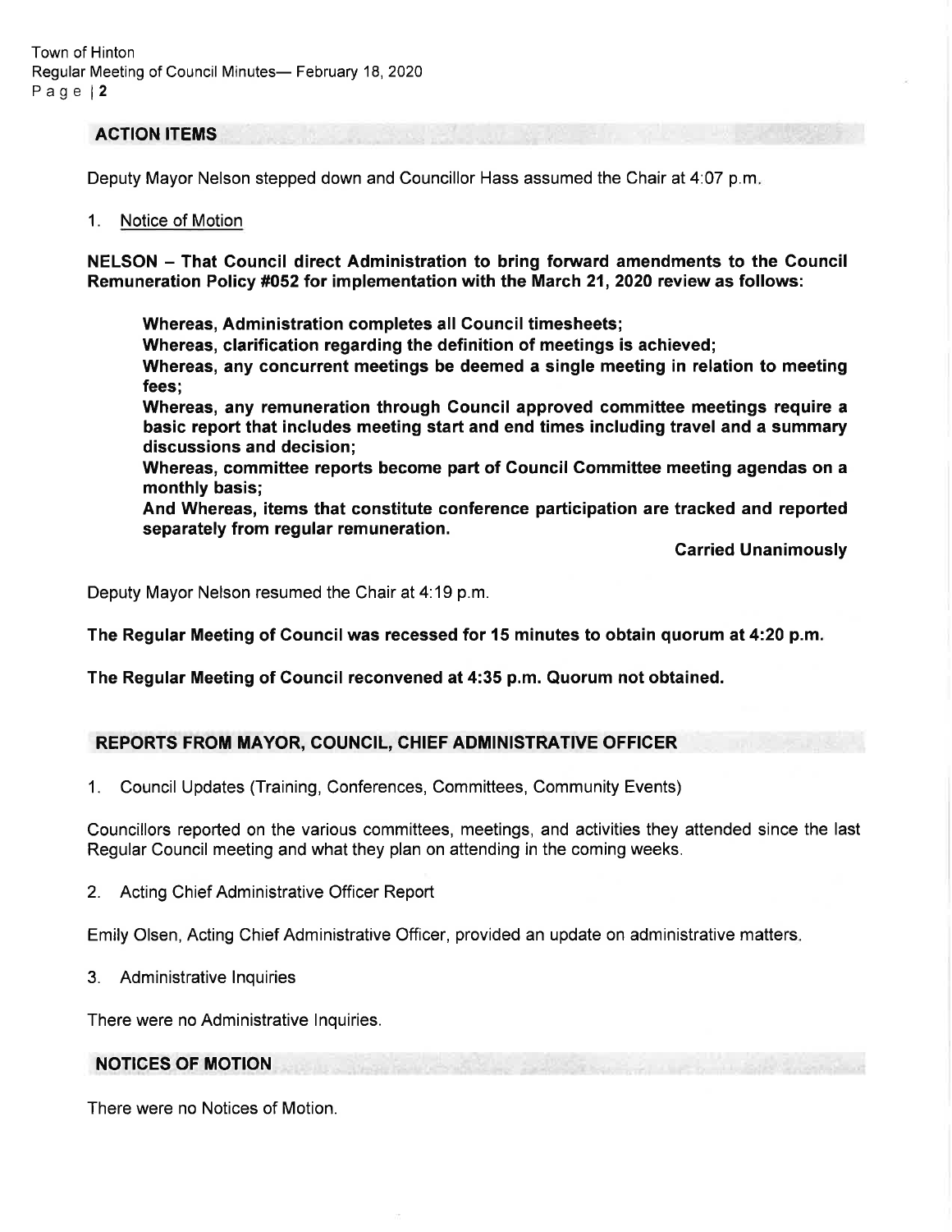## ACTION ITEMS

Deputy Mayor Nelson stepped down and Councillor Hass assumed the Chair at 4:07 p.m.

1. Notice of Motion

**NELSON – That Council direct Administration to bring forward amendments to the Council Remuneration Policy #052 for implementation with the March 21, 2020 review as follows:**

> **Whereas, Administration completes all Council timesheets;**
>
> **Whereas, clarification regarding the definition of meetings is achieved;**
>
> **Whereas, any concurrent meetings be deemed a single meeting in relation to meeting fees;**
>
> **Whereas, any remuneration through Council approved committee meetings require a basic report that includes meeting start and end times including travel and a summary discussions and decision;**
>
> **Whereas, committee reports become part of Council Committee meeting agendas on a monthly basis;**
>
> **And Whereas, items that constitute conference participation are tracked and reported separately from regular remuneration.**

**Carried Unanimously**

Deputy Mayor Nelson resumed the Chair at 4:19 p.m.

**The Regular Meeting of Council was recessed for 15 minutes to obtain quorum at 4:20 p.m.**

**The Regular Meeting of Council reconvened at 4:35 p.m. Quorum not obtained.**

## REPORTS FROM MAYOR, COUNCIL, CHIEF ADMINISTRATIVE OFFICER

1. Council Updates (Training, Conferences, Committees, Community Events)

Councillors reported on the various committees, meetings, and activities they attended since the last Regular Council meeting and what they plan on attending in the coming weeks.

2. Acting Chief Administrative Officer Report

Emily Olsen, Acting Chief Administrative Officer, provided an update on administrative matters.

3. Administrative Inquiries

There were no Administrative Inquiries.

## NOTICES OF MOTION

There were no Notices of Motion.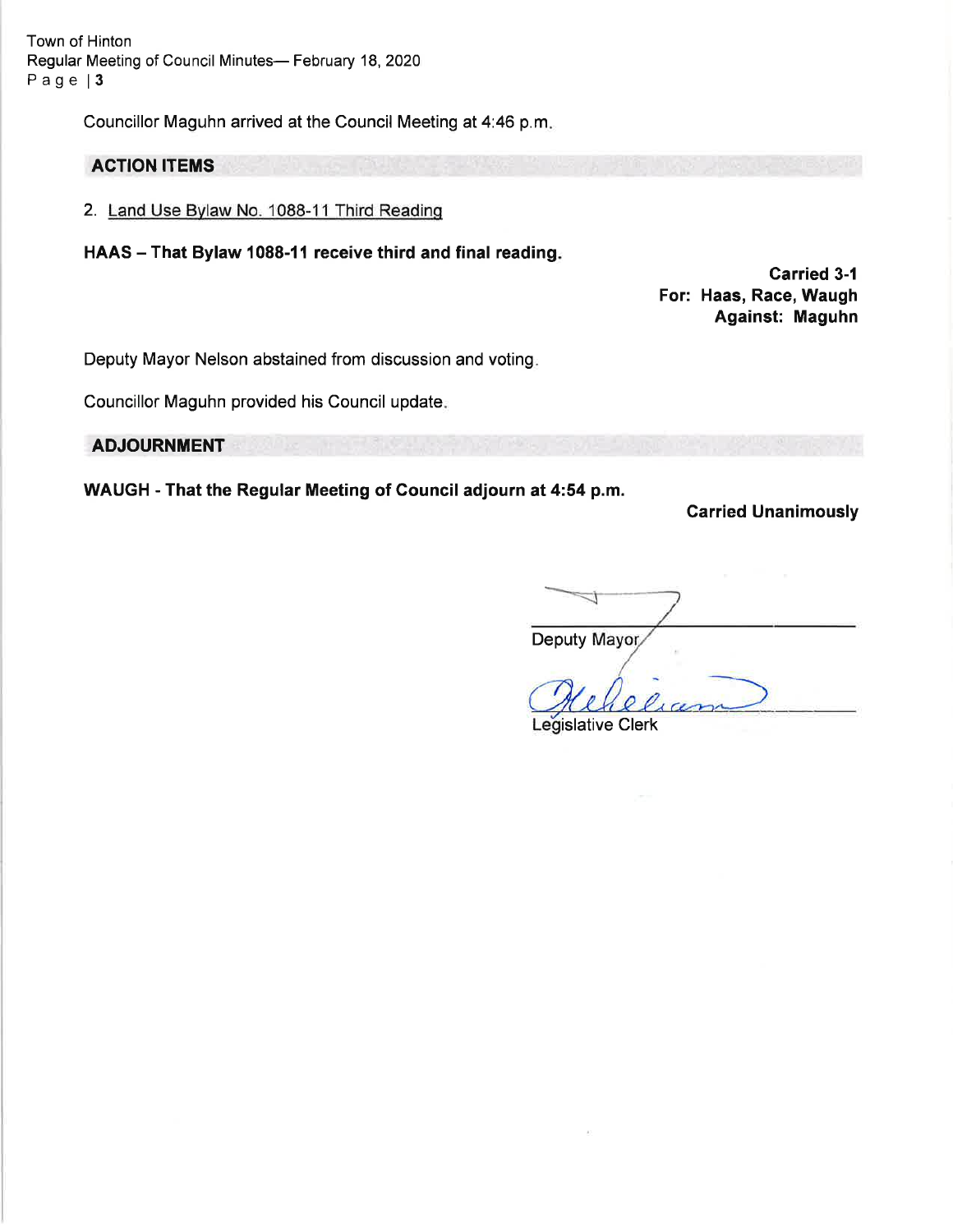Councillor Maguhn arrived at the Council Meeting at 4:46 p.m.

## ACTION ITEMS

2. Land Use Bylaw No. 1088-11 Third Reading

**HAAS – That Bylaw 1088-11 receive third and final reading.**

**Carried 3-1**
**For: Haas, Race, Waugh**
**Against: Maguhn**

Deputy Mayor Nelson abstained from discussion and voting.

Councillor Maguhn provided his Council update.

## ADJOURNMENT

**WAUGH - That the Regular Meeting of Council adjourn at 4:54 p.m.**

**Carried Unanimously**

Deputy Mayor

Legislative Clerk